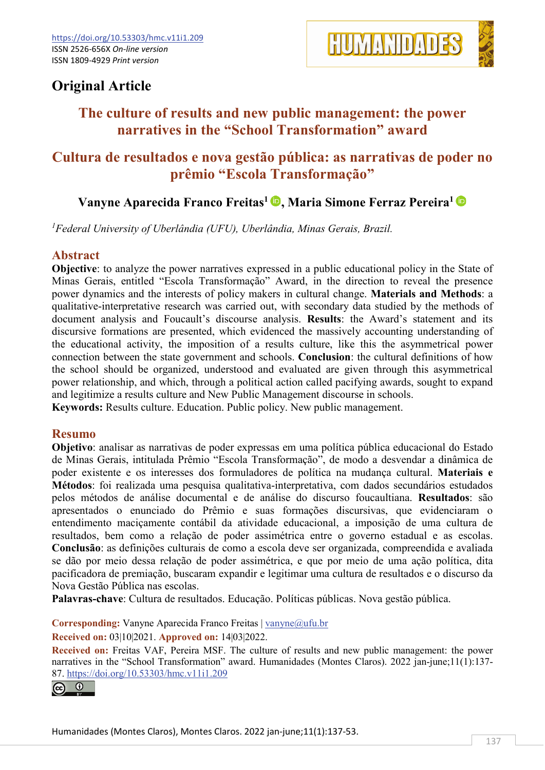https://doi.org/10.53303/hmc.v11i1.209
ISSN 2526-656X *On-line version*
ISSN 1809-4929 *Print version*

## Original Article

# The culture of results and new public management: the power narratives in the "School Transformation" award

# Cultura de resultados e nova gestão pública: as narrativas de poder no prêmio "Escola Transformação"

**Vanyne Aparecida Franco Freitas[1], Maria Simone Ferraz Pereira[1]**

*[1]Federal University of Uberlândia (UFU), Uberlândia, Minas Gerais, Brazil.*

## Abstract

**Objective**: to analyze the power narratives expressed in a public educational policy in the State of Minas Gerais, entitled "Escola Transformação" Award, in the direction to reveal the presence power dynamics and the interests of policy makers in cultural change. **Materials and Methods**: a qualitative-interpretative research was carried out, with secondary data studied by the methods of document analysis and Foucault's discourse analysis. **Results**: the Award's statement and its discursive formations are presented, which evidenced the massively accounting understanding of the educational activity, the imposition of a results culture, like this the asymmetrical power connection between the state government and schools. **Conclusion**: the cultural definitions of how the school should be organized, understood and evaluated are given through this asymmetrical power relationship, and which, through a political action called pacifying awards, sought to expand and legitimize a results culture and New Public Management discourse in schools.

**Keywords:** Results culture. Education. Public policy. New public management.

## Resumo

**Objetivo**: analisar as narrativas de poder expressas em uma política pública educacional do Estado de Minas Gerais, intitulada Prêmio "Escola Transformação", de modo a desvendar a dinâmica de poder existente e os interesses dos formuladores de política na mudança cultural. **Materiais e Métodos**: foi realizada uma pesquisa qualitativa-interpretativa, com dados secundários estudados pelos métodos de análise documental e de análise do discurso foucaultiana. **Resultados**: são apresentados o enunciado do Prêmio e suas formações discursivas, que evidenciaram o entendimento maciçamente contábil da atividade educacional, a imposição de uma cultura de resultados, bem como a relação de poder assimétrica entre o governo estadual e as escolas. **Conclusão**: as definições culturais de como a escola deve ser organizada, compreendida e avaliada se dão por meio dessa relação de poder assimétrica, e que por meio de uma ação política, dita pacificadora de premiação, buscaram expandir e legitimar uma cultura de resultados e o discurso da Nova Gestão Pública nas escolas.

**Palavras-chave**: Cultura de resultados. Educação. Políticas públicas. Nova gestão pública.

**Corresponding:** Vanyne Aparecida Franco Freitas | vanyne@ufu.br

**Received on:** 03|10|2021. **Approved on:** 14|03|2022.

**Received on:** Freitas VAF, Pereira MSF. The culture of results and new public management: the power narratives in the "School Transformation" award. Humanidades (Montes Claros). 2022 jan-june;11(1):137-87. https://doi.org/10.53303/hmc.v11i1.209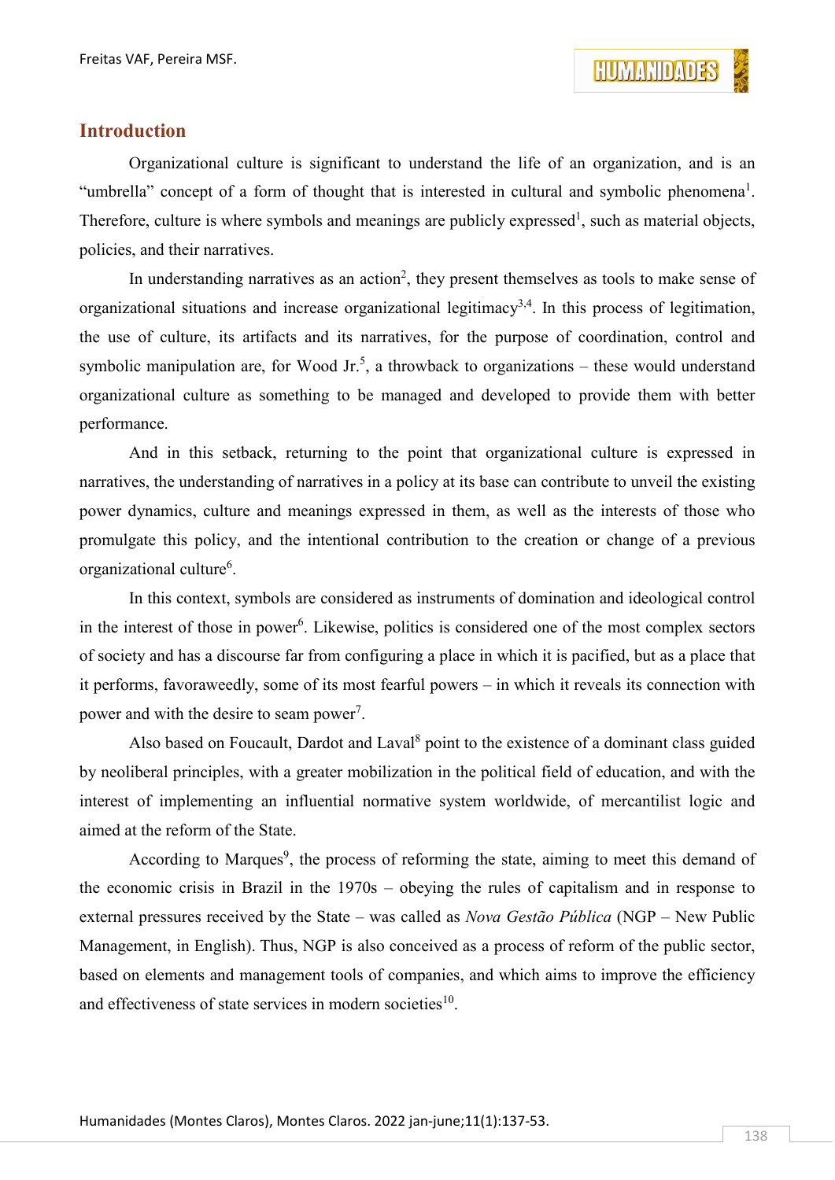## Introduction

Organizational culture is significant to understand the life of an organization, and is an "umbrella" concept of a form of thought that is interested in cultural and symbolic phenomena[1]. Therefore, culture is where symbols and meanings are publicly expressed[1], such as material objects, policies, and their narratives.

In understanding narratives as an action[2], they present themselves as tools to make sense of organizational situations and increase organizational legitimacy[3,4]. In this process of legitimation, the use of culture, its artifacts and its narratives, for the purpose of coordination, control and symbolic manipulation are, for Wood Jr.[5], a throwback to organizations – these would understand organizational culture as something to be managed and developed to provide them with better performance.

And in this setback, returning to the point that organizational culture is expressed in narratives, the understanding of narratives in a policy at its base can contribute to unveil the existing power dynamics, culture and meanings expressed in them, as well as the interests of those who promulgate this policy, and the intentional contribution to the creation or change of a previous organizational culture[6].

In this context, symbols are considered as instruments of domination and ideological control in the interest of those in power[6]. Likewise, politics is considered one of the most complex sectors of society and has a discourse far from configuring a place in which it is pacified, but as a place that it performs, favoraweedly, some of its most fearful powers – in which it reveals its connection with power and with the desire to seam power[7].

Also based on Foucault, Dardot and Laval[8] point to the existence of a dominant class guided by neoliberal principles, with a greater mobilization in the political field of education, and with the interest of implementing an influential normative system worldwide, of mercantilist logic and aimed at the reform of the State.

According to Marques[9], the process of reforming the state, aiming to meet this demand of the economic crisis in Brazil in the 1970s – obeying the rules of capitalism and in response to external pressures received by the State – was called as *Nova Gestão Pública* (NGP – New Public Management, in English). Thus, NGP is also conceived as a process of reform of the public sector, based on elements and management tools of companies, and which aims to improve the efficiency and effectiveness of state services in modern societies[10].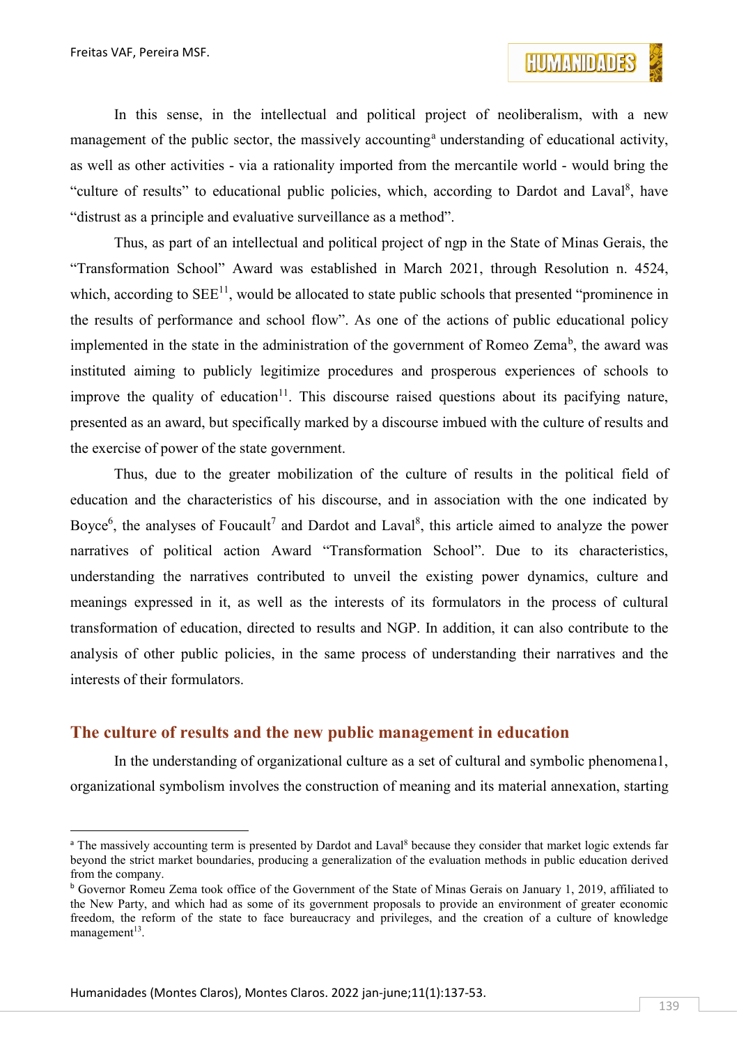In this sense, in the intellectual and political project of neoliberalism, with a new management of the public sector, the massively accounting[a] understanding of educational activity, as well as other activities - via a rationality imported from the mercantile world - would bring the "culture of results" to educational public policies, which, according to Dardot and Laval[8], have "distrust as a principle and evaluative surveillance as a method".

Thus, as part of an intellectual and political project of ngp in the State of Minas Gerais, the "Transformation School" Award was established in March 2021, through Resolution n. 4524, which, according to SEE[11], would be allocated to state public schools that presented "prominence in the results of performance and school flow". As one of the actions of public educational policy implemented in the state in the administration of the government of Romeo Zema[b], the award was instituted aiming to publicly legitimize procedures and prosperous experiences of schools to improve the quality of education[11]. This discourse raised questions about its pacifying nature, presented as an award, but specifically marked by a discourse imbued with the culture of results and the exercise of power of the state government.

Thus, due to the greater mobilization of the culture of results in the political field of education and the characteristics of his discourse, and in association with the one indicated by Boyce[6], the analyses of Foucault[7] and Dardot and Laval[8], this article aimed to analyze the power narratives of political action Award "Transformation School". Due to its characteristics, understanding the narratives contributed to unveil the existing power dynamics, culture and meanings expressed in it, as well as the interests of its formulators in the process of cultural transformation of education, directed to results and NGP. In addition, it can also contribute to the analysis of other public policies, in the same process of understanding their narratives and the interests of their formulators.

## The culture of results and the new public management in education

In the understanding of organizational culture as a set of cultural and symbolic phenomena1, organizational symbolism involves the construction of meaning and its material annexation, starting

---

[a] The massively accounting term is presented by Dardot and Laval[8] because they consider that market logic extends far beyond the strict market boundaries, producing a generalization of the evaluation methods in public education derived from the company.

[b] Governor Romeu Zema took office of the Government of the State of Minas Gerais on January 1, 2019, affiliated to the New Party, and which had as some of its government proposals to provide an environment of greater economic freedom, the reform of the state to face bureaucracy and privileges, and the creation of a culture of knowledge management[13].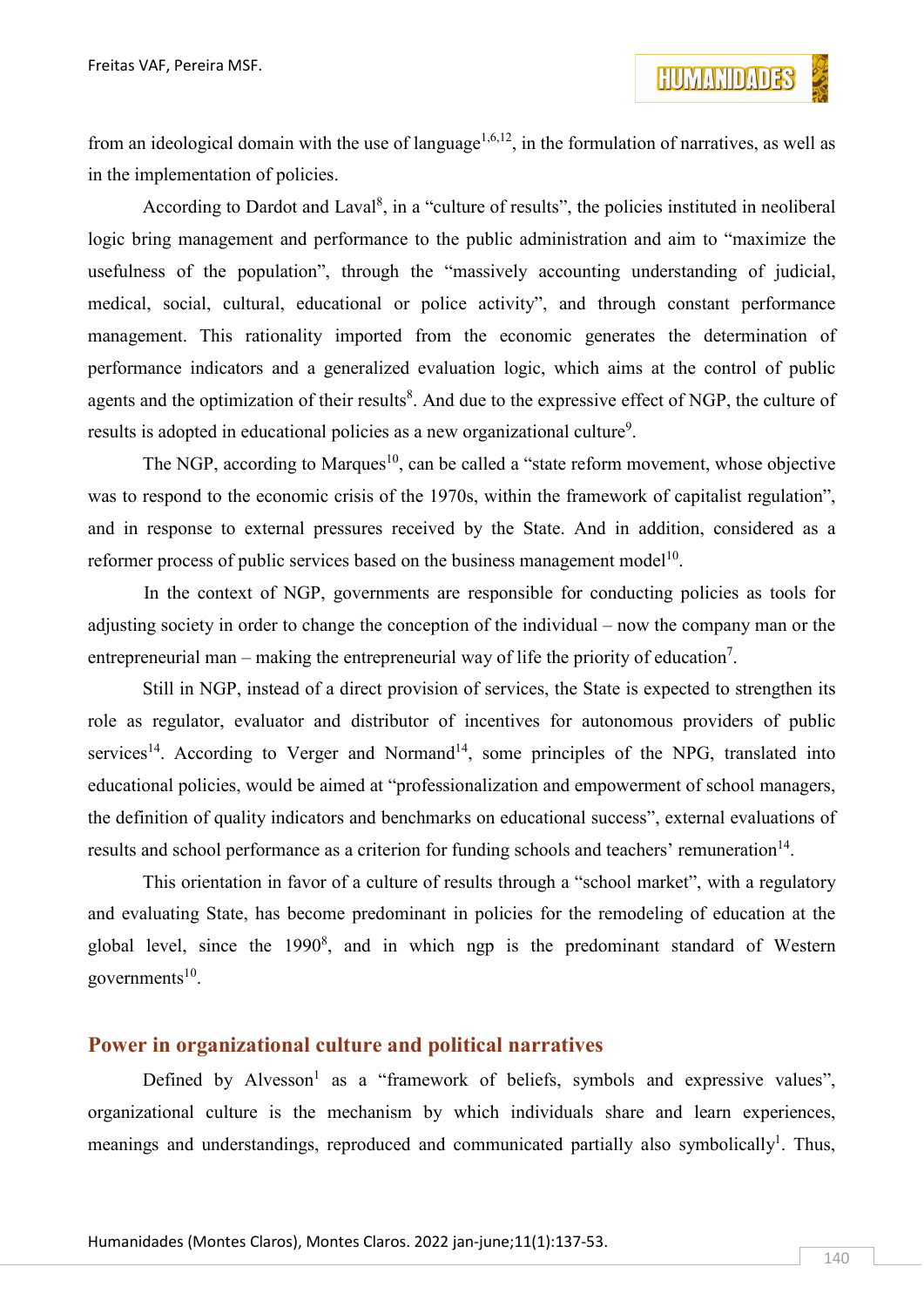from an ideological domain with the use of language[1,6,12], in the formulation of narratives, as well as in the implementation of policies.

According to Dardot and Laval[8], in a "culture of results", the policies instituted in neoliberal logic bring management and performance to the public administration and aim to "maximize the usefulness of the population", through the "massively accounting understanding of judicial, medical, social, cultural, educational or police activity", and through constant performance management. This rationality imported from the economic generates the determination of performance indicators and a generalized evaluation logic, which aims at the control of public agents and the optimization of their results[8]. And due to the expressive effect of NGP, the culture of results is adopted in educational policies as a new organizational culture[9].

The NGP, according to Marques[10], can be called a "state reform movement, whose objective was to respond to the economic crisis of the 1970s, within the framework of capitalist regulation", and in response to external pressures received by the State. And in addition, considered as a reformer process of public services based on the business management model[10].

In the context of NGP, governments are responsible for conducting policies as tools for adjusting society in order to change the conception of the individual – now the company man or the entrepreneurial man – making the entrepreneurial way of life the priority of education[7].

Still in NGP, instead of a direct provision of services, the State is expected to strengthen its role as regulator, evaluator and distributor of incentives for autonomous providers of public services[14]. According to Verger and Normand[14], some principles of the NPG, translated into educational policies, would be aimed at "professionalization and empowerment of school managers, the definition of quality indicators and benchmarks on educational success", external evaluations of results and school performance as a criterion for funding schools and teachers' remuneration[14].

This orientation in favor of a culture of results through a "school market", with a regulatory and evaluating State, has become predominant in policies for the remodeling of education at the global level, since the 1990[8], and in which ngp is the predominant standard of Western governments[10].

## Power in organizational culture and political narratives

Defined by Alvesson[1] as a "framework of beliefs, symbols and expressive values", organizational culture is the mechanism by which individuals share and learn experiences, meanings and understandings, reproduced and communicated partially also symbolically[1]. Thus,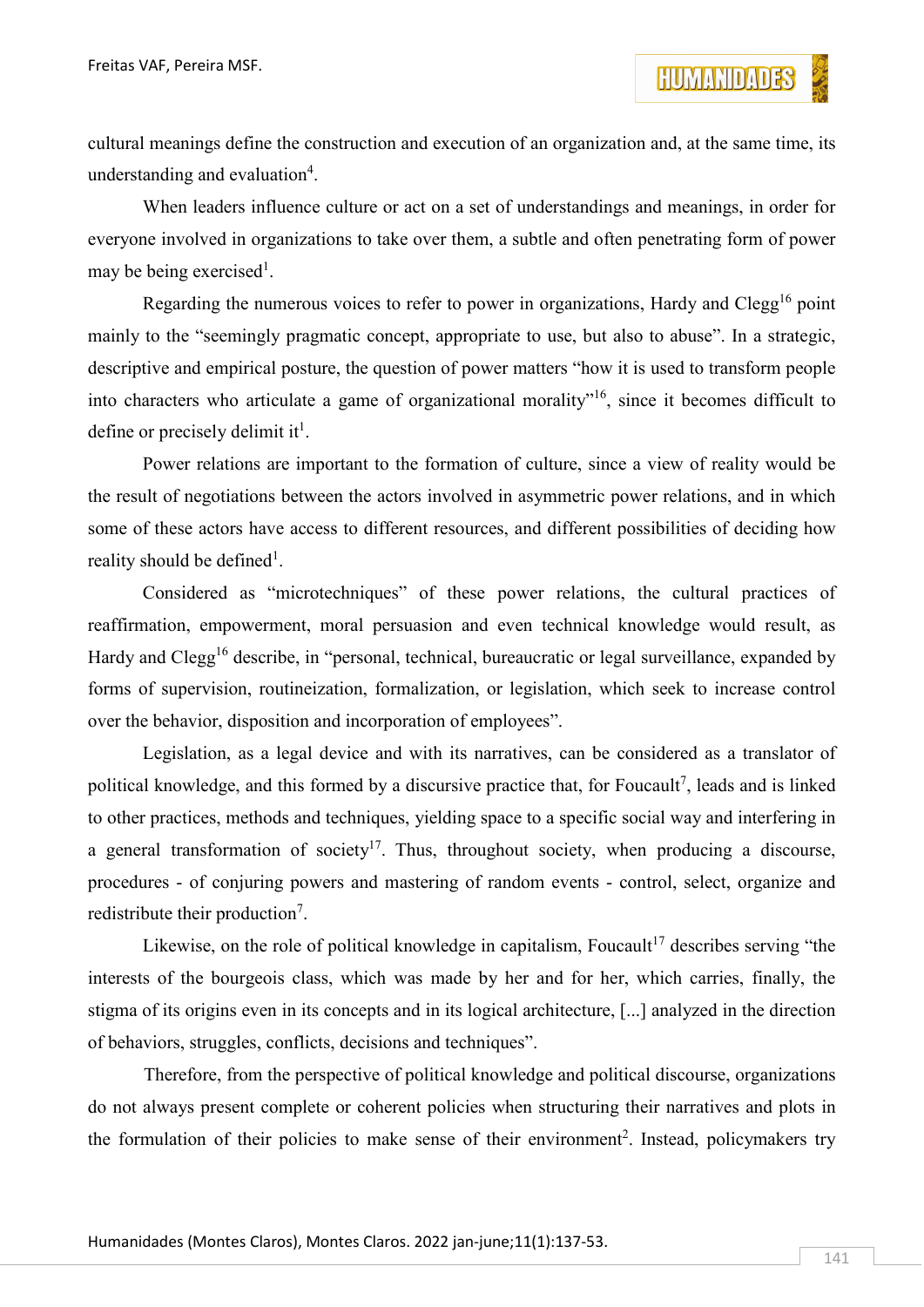cultural meanings define the construction and execution of an organization and, at the same time, its understanding and evaluation[4].

When leaders influence culture or act on a set of understandings and meanings, in order for everyone involved in organizations to take over them, a subtle and often penetrating form of power may be being exercised[1].

Regarding the numerous voices to refer to power in organizations, Hardy and Clegg[16] point mainly to the "seemingly pragmatic concept, appropriate to use, but also to abuse". In a strategic, descriptive and empirical posture, the question of power matters "how it is used to transform people into characters who articulate a game of organizational morality"[16], since it becomes difficult to define or precisely delimit it[1].

Power relations are important to the formation of culture, since a view of reality would be the result of negotiations between the actors involved in asymmetric power relations, and in which some of these actors have access to different resources, and different possibilities of deciding how reality should be defined[1].

Considered as "microtechniques" of these power relations, the cultural practices of reaffirmation, empowerment, moral persuasion and even technical knowledge would result, as Hardy and Clegg[16] describe, in "personal, technical, bureaucratic or legal surveillance, expanded by forms of supervision, routineization, formalization, or legislation, which seek to increase control over the behavior, disposition and incorporation of employees".

Legislation, as a legal device and with its narratives, can be considered as a translator of political knowledge, and this formed by a discursive practice that, for Foucault[7], leads and is linked to other practices, methods and techniques, yielding space to a specific social way and interfering in a general transformation of society[17]. Thus, throughout society, when producing a discourse, procedures - of conjuring powers and mastering of random events - control, select, organize and redistribute their production[7].

Likewise, on the role of political knowledge in capitalism, Foucault[17] describes serving "the interests of the bourgeois class, which was made by her and for her, which carries, finally, the stigma of its origins even in its concepts and in its logical architecture, [...] analyzed in the direction of behaviors, struggles, conflicts, decisions and techniques".

Therefore, from the perspective of political knowledge and political discourse, organizations do not always present complete or coherent policies when structuring their narratives and plots in the formulation of their policies to make sense of their environment[2]. Instead, policymakers try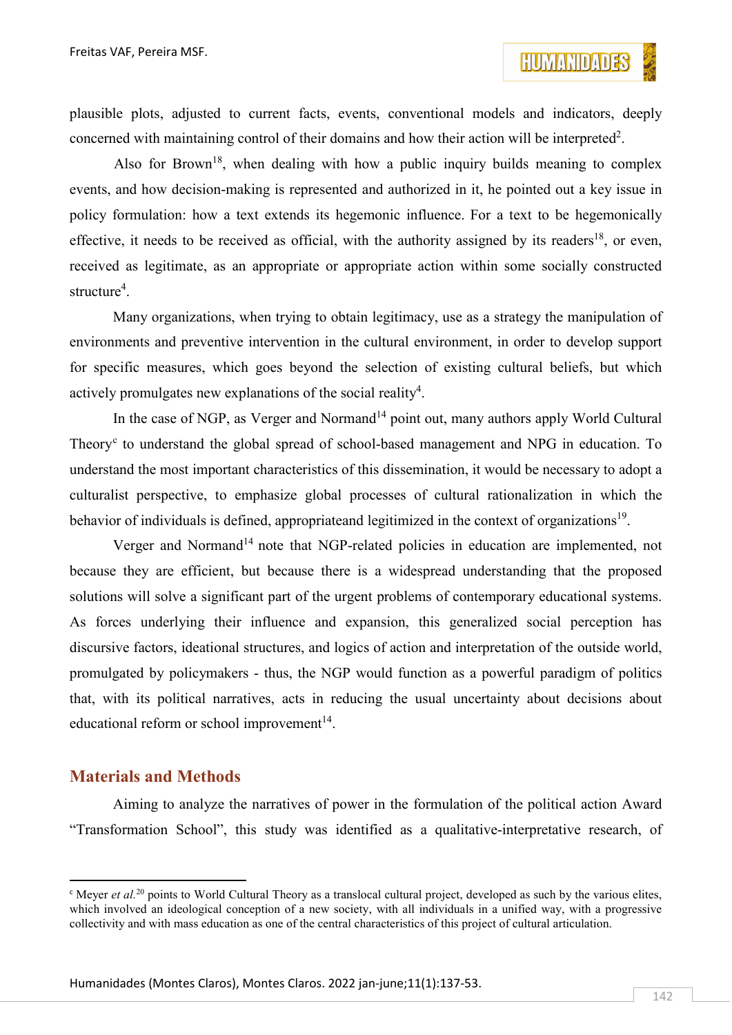plausible plots, adjusted to current facts, events, conventional models and indicators, deeply concerned with maintaining control of their domains and how their action will be interpreted[2].

Also for Brown[18], when dealing with how a public inquiry builds meaning to complex events, and how decision-making is represented and authorized in it, he pointed out a key issue in policy formulation: how a text extends its hegemonic influence. For a text to be hegemonically effective, it needs to be received as official, with the authority assigned by its readers[18], or even, received as legitimate, as an appropriate or appropriate action within some socially constructed structure[4].

Many organizations, when trying to obtain legitimacy, use as a strategy the manipulation of environments and preventive intervention in the cultural environment, in order to develop support for specific measures, which goes beyond the selection of existing cultural beliefs, but which actively promulgates new explanations of the social reality[4].

In the case of NGP, as Verger and Normand[14] point out, many authors apply World Cultural Theory[c] to understand the global spread of school-based management and NPG in education. To understand the most important characteristics of this dissemination, it would be necessary to adopt a culturalist perspective, to emphasize global processes of cultural rationalization in which the behavior of individuals is defined, appropriateand legitimized in the context of organizations[19].

Verger and Normand[14] note that NGP-related policies in education are implemented, not because they are efficient, but because there is a widespread understanding that the proposed solutions will solve a significant part of the urgent problems of contemporary educational systems. As forces underlying their influence and expansion, this generalized social perception has discursive factors, ideational structures, and logics of action and interpretation of the outside world, promulgated by policymakers - thus, the NGP would function as a powerful paradigm of politics that, with its political narratives, acts in reducing the usual uncertainty about decisions about educational reform or school improvement[14].

## Materials and Methods

Aiming to analyze the narratives of power in the formulation of the political action Award "Transformation School", this study was identified as a qualitative-interpretative research, of

---

[c] Meyer *et al.*[20] points to World Cultural Theory as a translocal cultural project, developed as such by the various elites, which involved an ideological conception of a new society, with all individuals in a unified way, with a progressive collectivity and with mass education as one of the central characteristics of this project of cultural articulation.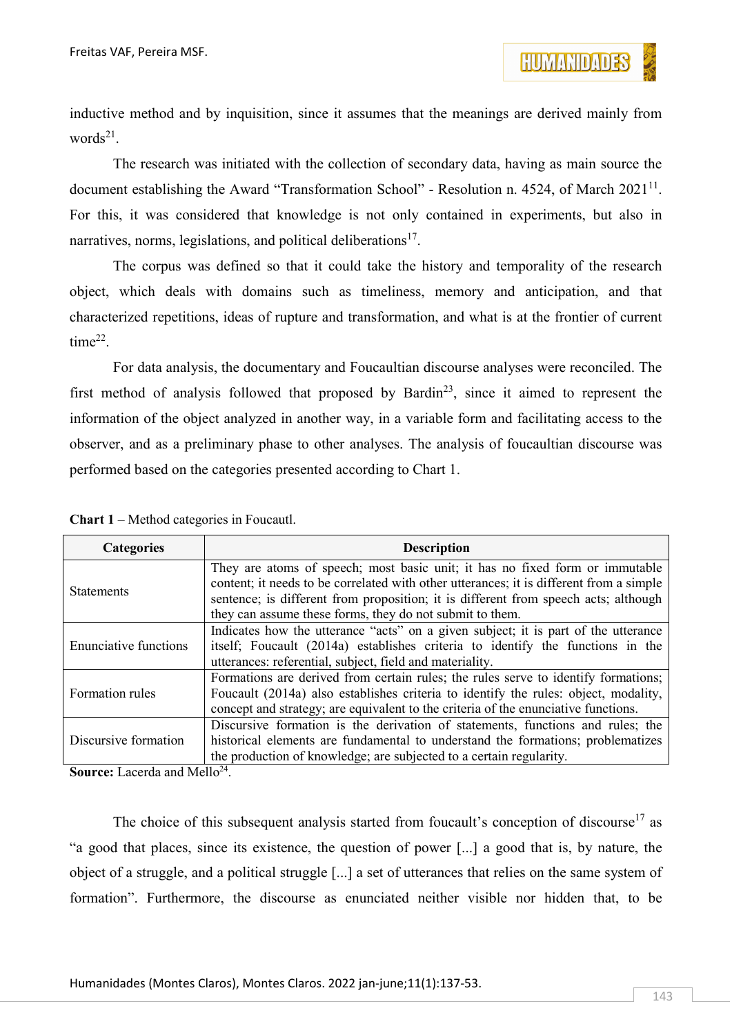inductive method and by inquisition, since it assumes that the meanings are derived mainly from words[21].

The research was initiated with the collection of secondary data, having as main source the document establishing the Award "Transformation School" - Resolution n. 4524, of March 2021[11]. For this, it was considered that knowledge is not only contained in experiments, but also in narratives, norms, legislations, and political deliberations[17].

The corpus was defined so that it could take the history and temporality of the research object, which deals with domains such as timeliness, memory and anticipation, and that characterized repetitions, ideas of rupture and transformation, and what is at the frontier of current time[22].

For data analysis, the documentary and Foucaultian discourse analyses were reconciled. The first method of analysis followed that proposed by Bardin[23], since it aimed to represent the information of the object analyzed in another way, in a variable form and facilitating access to the observer, and as a preliminary phase to other analyses. The analysis of foucaultian discourse was performed based on the categories presented according to Chart 1.

**Chart 1** – Method categories in Foucautl.

| Categories | Description |
|---|---|
| Statements | They are atoms of speech; most basic unit; it has no fixed form or immutable content; it needs to be correlated with other utterances; it is different from a simple sentence; is different from proposition; it is different from speech acts; although they can assume these forms, they do not submit to them. |
| Enunciative functions | Indicates how the utterance "acts" on a given subject; it is part of the utterance itself; Foucault (2014a) establishes criteria to identify the functions in the utterances: referential, subject, field and materiality. |
| Formation rules | Formations are derived from certain rules; the rules serve to identify formations; Foucault (2014a) also establishes criteria to identify the rules: object, modality, concept and strategy; are equivalent to the criteria of the enunciative functions. |
| Discursive formation | Discursive formation is the derivation of statements, functions and rules; the historical elements are fundamental to understand the formations; problematizes the production of knowledge; are subjected to a certain regularity. |

**Source:** Lacerda and Mello[24].

The choice of this subsequent analysis started from foucault's conception of discourse[17] as "a good that places, since its existence, the question of power [...] a good that is, by nature, the object of a struggle, and a political struggle [...] a set of utterances that relies on the same system of formation". Furthermore, the discourse as enunciated neither visible nor hidden that, to be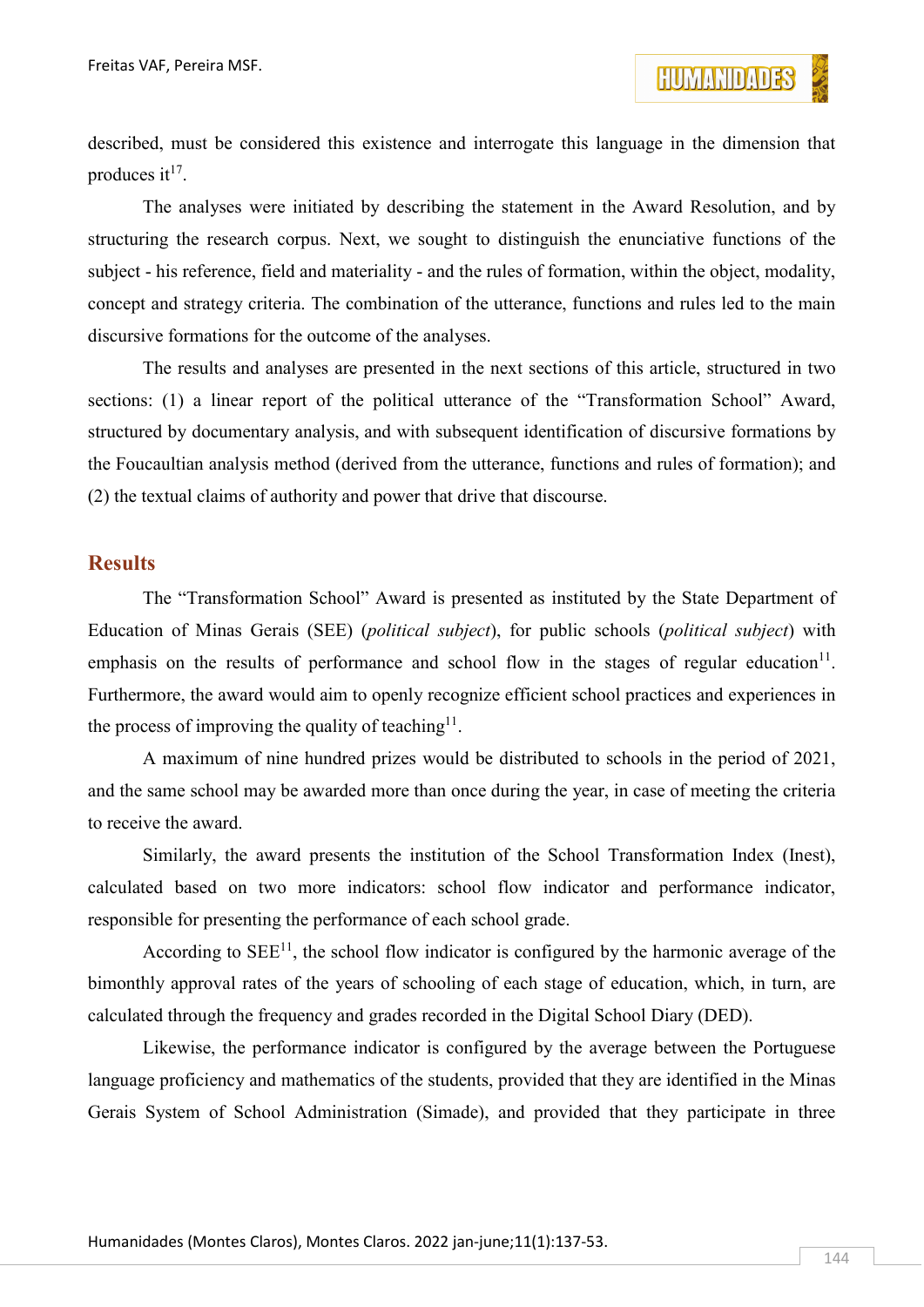described, must be considered this existence and interrogate this language in the dimension that produces it[17].

The analyses were initiated by describing the statement in the Award Resolution, and by structuring the research corpus. Next, we sought to distinguish the enunciative functions of the subject - his reference, field and materiality - and the rules of formation, within the object, modality, concept and strategy criteria. The combination of the utterance, functions and rules led to the main discursive formations for the outcome of the analyses.

The results and analyses are presented in the next sections of this article, structured in two sections: (1) a linear report of the political utterance of the "Transformation School" Award, structured by documentary analysis, and with subsequent identification of discursive formations by the Foucaultian analysis method (derived from the utterance, functions and rules of formation); and (2) the textual claims of authority and power that drive that discourse.

## Results

The "Transformation School" Award is presented as instituted by the State Department of Education of Minas Gerais (SEE) (*political subject*), for public schools (*political subject*) with emphasis on the results of performance and school flow in the stages of regular education[11]. Furthermore, the award would aim to openly recognize efficient school practices and experiences in the process of improving the quality of teaching[11].

A maximum of nine hundred prizes would be distributed to schools in the period of 2021, and the same school may be awarded more than once during the year, in case of meeting the criteria to receive the award.

Similarly, the award presents the institution of the School Transformation Index (Inest), calculated based on two more indicators: school flow indicator and performance indicator, responsible for presenting the performance of each school grade.

According to SEE[11], the school flow indicator is configured by the harmonic average of the bimonthly approval rates of the years of schooling of each stage of education, which, in turn, are calculated through the frequency and grades recorded in the Digital School Diary (DED).

Likewise, the performance indicator is configured by the average between the Portuguese language proficiency and mathematics of the students, provided that they are identified in the Minas Gerais System of School Administration (Simade), and provided that they participate in three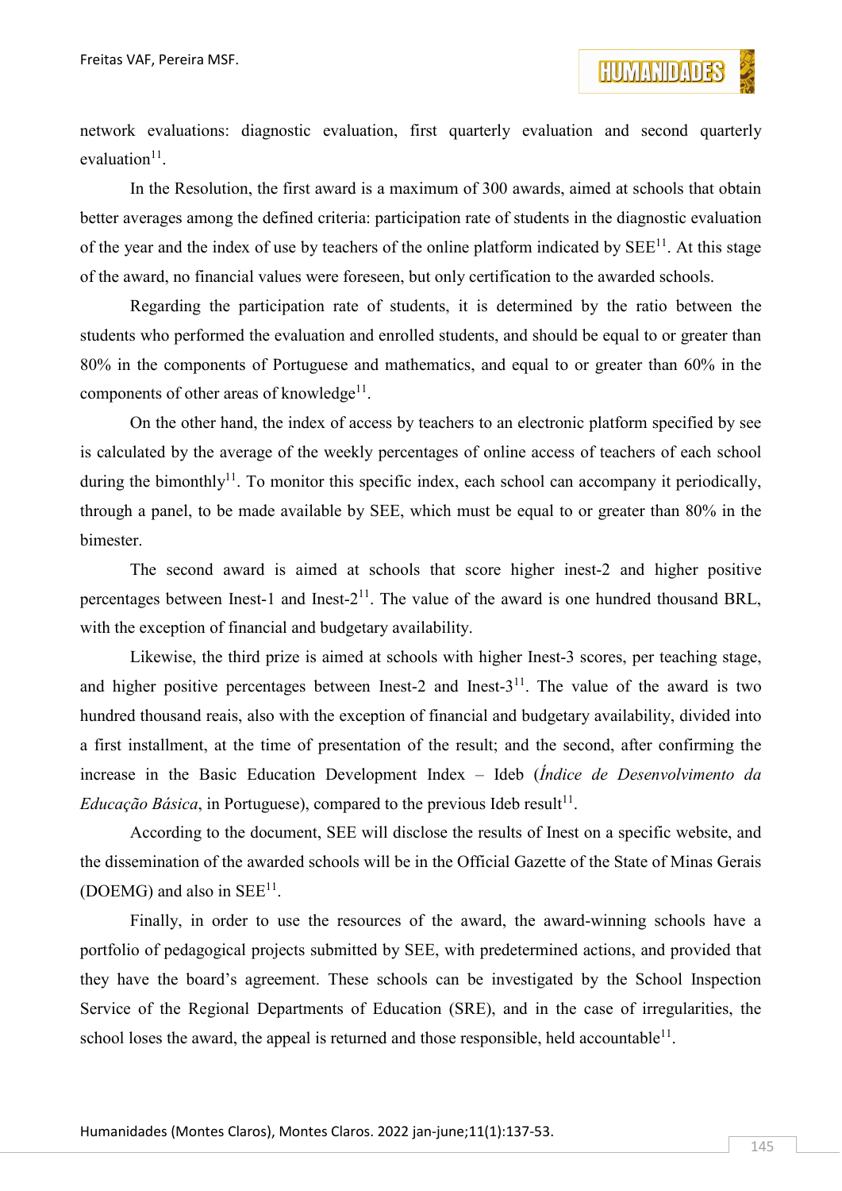network evaluations: diagnostic evaluation, first quarterly evaluation and second quarterly evaluation[11].

In the Resolution, the first award is a maximum of 300 awards, aimed at schools that obtain better averages among the defined criteria: participation rate of students in the diagnostic evaluation of the year and the index of use by teachers of the online platform indicated by SEE[11]. At this stage of the award, no financial values were foreseen, but only certification to the awarded schools.

Regarding the participation rate of students, it is determined by the ratio between the students who performed the evaluation and enrolled students, and should be equal to or greater than 80% in the components of Portuguese and mathematics, and equal to or greater than 60% in the components of other areas of knowledge[11].

On the other hand, the index of access by teachers to an electronic platform specified by see is calculated by the average of the weekly percentages of online access of teachers of each school during the bimonthly[11]. To monitor this specific index, each school can accompany it periodically, through a panel, to be made available by SEE, which must be equal to or greater than 80% in the bimester.

The second award is aimed at schools that score higher inest-2 and higher positive percentages between Inest-1 and Inest-2[11]. The value of the award is one hundred thousand BRL, with the exception of financial and budgetary availability.

Likewise, the third prize is aimed at schools with higher Inest-3 scores, per teaching stage, and higher positive percentages between Inest-2 and Inest-3[11]. The value of the award is two hundred thousand reais, also with the exception of financial and budgetary availability, divided into a first installment, at the time of presentation of the result; and the second, after confirming the increase in the Basic Education Development Index – Ideb (*Índice de Desenvolvimento da Educação Básica*, in Portuguese), compared to the previous Ideb result[11].

According to the document, SEE will disclose the results of Inest on a specific website, and the dissemination of the awarded schools will be in the Official Gazette of the State of Minas Gerais (DOEMG) and also in SEE[11].

Finally, in order to use the resources of the award, the award-winning schools have a portfolio of pedagogical projects submitted by SEE, with predetermined actions, and provided that they have the board's agreement. These schools can be investigated by the School Inspection Service of the Regional Departments of Education (SRE), and in the case of irregularities, the school loses the award, the appeal is returned and those responsible, held accountable[11].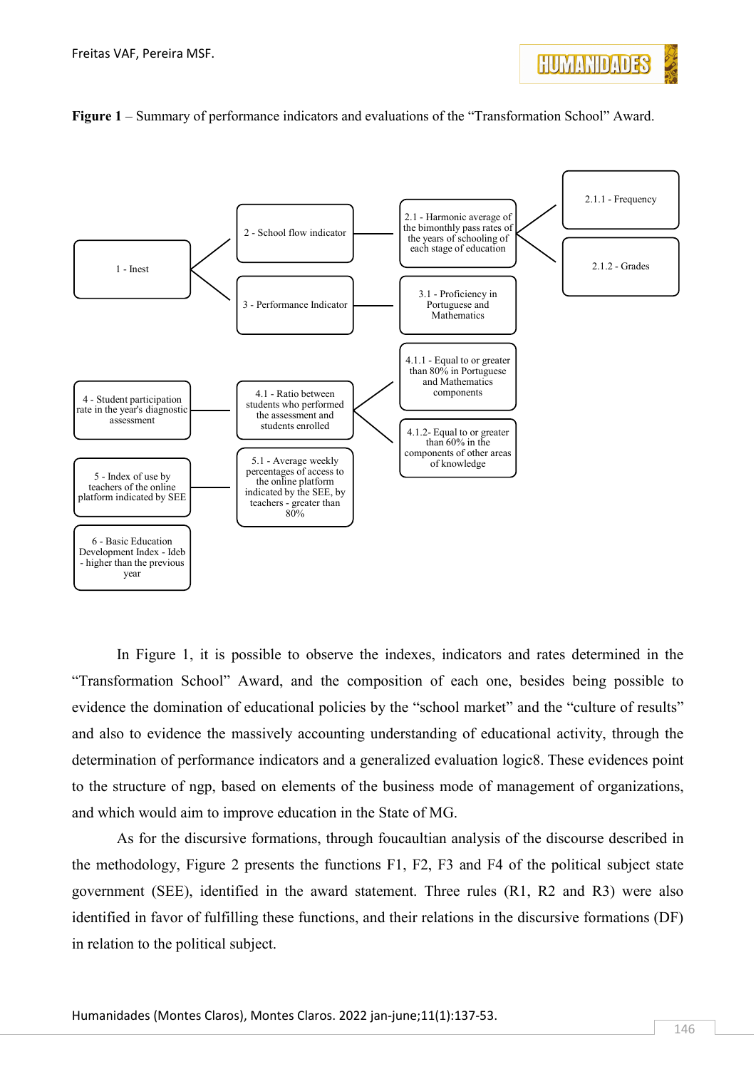**Figure 1** – Summary of performance indicators and evaluations of the "Transformation School" Award.

- 1 - Inest
  - 2 - School flow indicator
    - 2.1 - Harmonic average of the bimonthly pass rates of the years of schooling of each stage of education
      - 2.1.1 - Frequency
      - 2.1.2 - Grades
  - 3 - Performance Indicator
    - 3.1 - Proficiency in Portuguese and Mathematics
- 4 - Student participation rate in the year's diagnostic assessment
  - 4.1 - Ratio between students who performed the assessment and students enrolled
    - 4.1.1 - Equal to or greater than 80% in Portuguese and Mathematics components
    - 4.1.2- Equal to or greater than 60% in the components of other areas of knowledge
- 5 - Index of use by teachers of the online platform indicated by SEE
  - 5.1 - Average weekly percentages of access to the online platform indicated by the SEE, by teachers - greater than 80%
- 6 - Basic Education Development Index - Ideb - higher than the previous year

In Figure 1, it is possible to observe the indexes, indicators and rates determined in the "Transformation School" Award, and the composition of each one, besides being possible to evidence the domination of educational policies by the "school market" and the "culture of results" and also to evidence the massively accounting understanding of educational activity, through the determination of performance indicators and a generalized evaluation logic8. These evidences point to the structure of ngp, based on elements of the business mode of management of organizations, and which would aim to improve education in the State of MG.

As for the discursive formations, through foucaultian analysis of the discourse described in the methodology, Figure 2 presents the functions F1, F2, F3 and F4 of the political subject state government (SEE), identified in the award statement. Three rules (R1, R2 and R3) were also identified in favor of fulfilling these functions, and their relations in the discursive formations (DF) in relation to the political subject.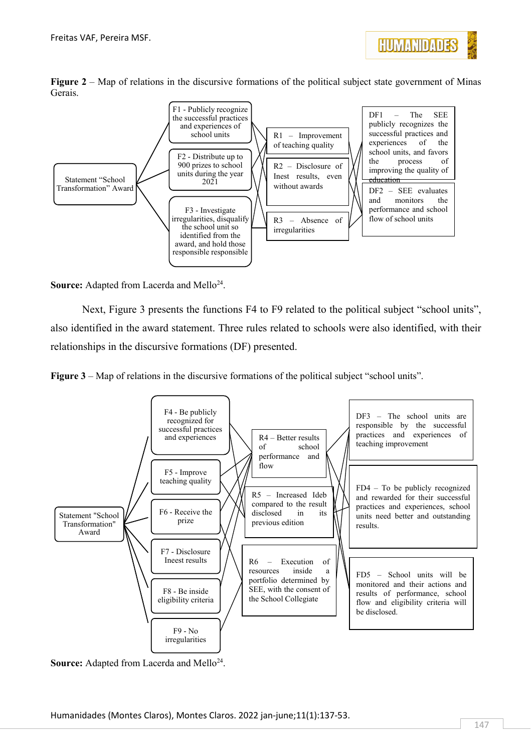**Figure 2** – Map of relations in the discursive formations of the political subject state government of Minas Gerais.

Statement "School Transformation" Award

F1 - Publicly recognize the successful practices and experiences of school units

F2 - Distribute up to 900 prizes to school units during the year 2021

F3 - Investigate irregularities, disqualify the school unit so identified from the award, and hold those responsible responsible

R1 – Improvement of teaching quality

R2 – Disclosure of Inest results, even without awards

R3 – Absence of irregularities

DF1 – The SEE publicly recognizes the successful practices and experiences of the school units, and favors the process of improving the quality of education

DF2 – SEE evaluates and monitors the performance and school flow of school units

**Source:** Adapted from Lacerda and Mello[24].

Next, Figure 3 presents the functions F4 to F9 related to the political subject "school units", also identified in the award statement. Three rules related to schools were also identified, with their relationships in the discursive formations (DF) presented.

**Figure 3** – Map of relations in the discursive formations of the political subject "school units".

Statement "School Transformation" Award

F4 - Be publicly recognized for successful practices and experiences

F5 - Improve teaching quality

F6 - Receive the prize

F7 - Disclosure Ineest results

F8 - Be inside eligibility criteria

F9 - No irregularities

R4 – Better results of school performance and flow

R5 – Increased Ideb compared to the result disclosed in its previous edition

R6 – Execution of resources inside a portfolio determined by SEE, with the consent of the School Collegiate

DF3 – The school units are responsible by the successful practices and experiences of teaching improvement

FD4 – To be publicly recognized and rewarded for their successful practices and experiences, school units need better and outstanding results.

FD5 – School units will be monitored and their actions and results of performance, school flow and eligibility criteria will be disclosed.

**Source:** Adapted from Lacerda and Mello[24].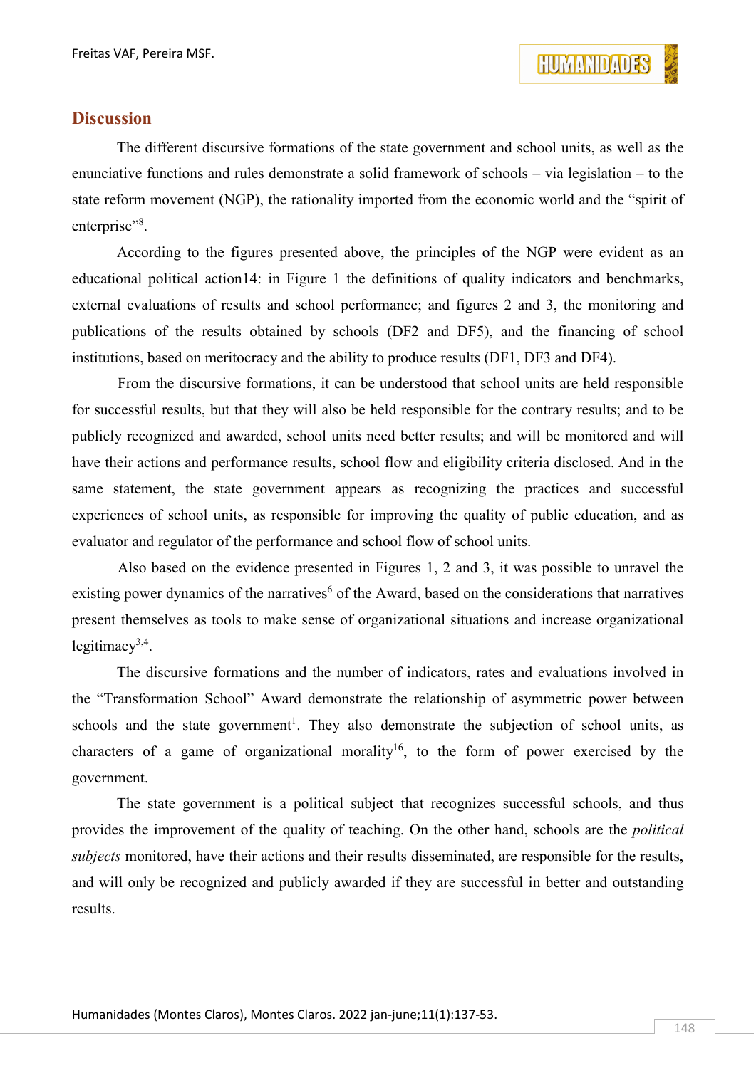## Discussion

The different discursive formations of the state government and school units, as well as the enunciative functions and rules demonstrate a solid framework of schools – via legislation – to the state reform movement (NGP), the rationality imported from the economic world and the "spirit of enterprise"[8].

According to the figures presented above, the principles of the NGP were evident as an educational political action14: in Figure 1 the definitions of quality indicators and benchmarks, external evaluations of results and school performance; and figures 2 and 3, the monitoring and publications of the results obtained by schools (DF2 and DF5), and the financing of school institutions, based on meritocracy and the ability to produce results (DF1, DF3 and DF4).

From the discursive formations, it can be understood that school units are held responsible for successful results, but that they will also be held responsible for the contrary results; and to be publicly recognized and awarded, school units need better results; and will be monitored and will have their actions and performance results, school flow and eligibility criteria disclosed. And in the same statement, the state government appears as recognizing the practices and successful experiences of school units, as responsible for improving the quality of public education, and as evaluator and regulator of the performance and school flow of school units.

Also based on the evidence presented in Figures 1, 2 and 3, it was possible to unravel the existing power dynamics of the narratives[6] of the Award, based on the considerations that narratives present themselves as tools to make sense of organizational situations and increase organizational legitimacy[3,4].

The discursive formations and the number of indicators, rates and evaluations involved in the "Transformation School" Award demonstrate the relationship of asymmetric power between schools and the state government[1]. They also demonstrate the subjection of school units, as characters of a game of organizational morality[16], to the form of power exercised by the government.

The state government is a political subject that recognizes successful schools, and thus provides the improvement of the quality of teaching. On the other hand, schools are the *political subjects* monitored, have their actions and their results disseminated, are responsible for the results, and will only be recognized and publicly awarded if they are successful in better and outstanding results.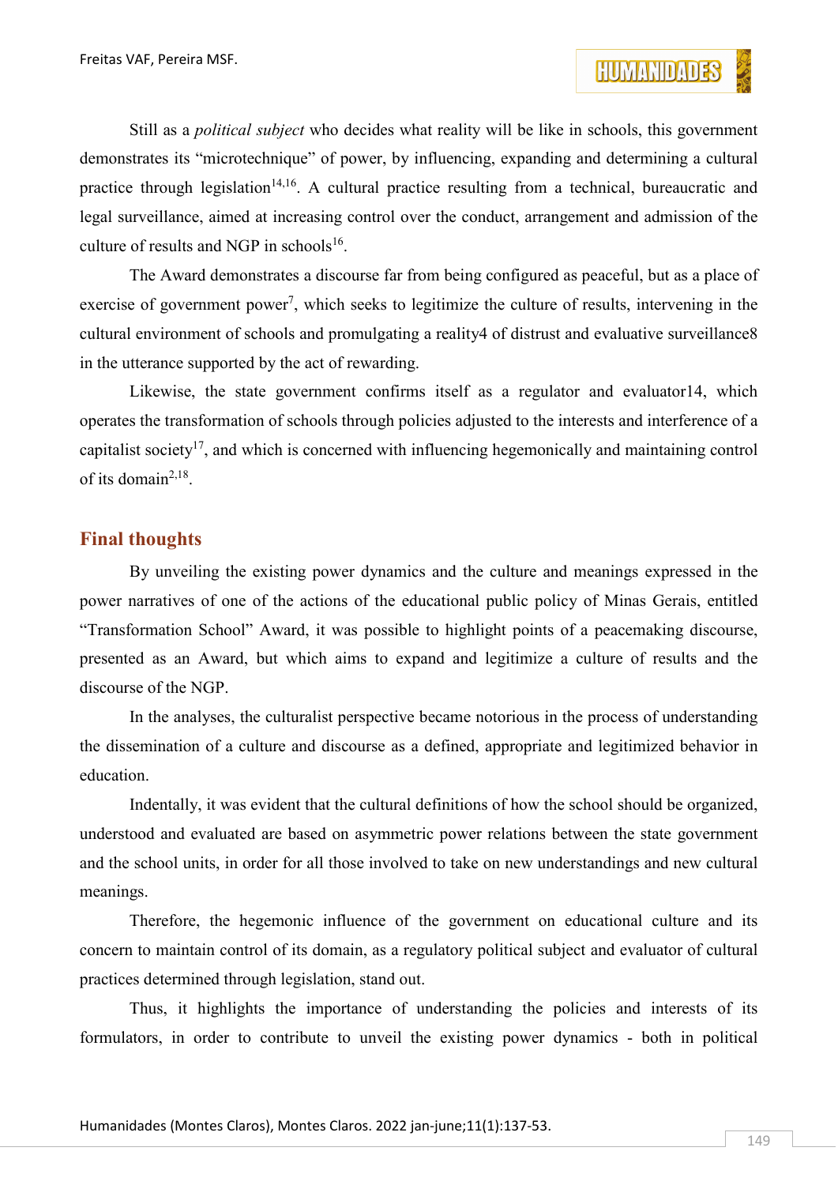Still as a *political subject* who decides what reality will be like in schools, this government demonstrates its "microtechnique" of power, by influencing, expanding and determining a cultural practice through legislation[14,16]. A cultural practice resulting from a technical, bureaucratic and legal surveillance, aimed at increasing control over the conduct, arrangement and admission of the culture of results and NGP in schools[16].

The Award demonstrates a discourse far from being configured as peaceful, but as a place of exercise of government power[7], which seeks to legitimize the culture of results, intervening in the cultural environment of schools and promulgating a reality4 of distrust and evaluative surveillance8 in the utterance supported by the act of rewarding.

Likewise, the state government confirms itself as a regulator and evaluator14, which operates the transformation of schools through policies adjusted to the interests and interference of a capitalist society[17], and which is concerned with influencing hegemonically and maintaining control of its domain[2,18].

## Final thoughts

By unveiling the existing power dynamics and the culture and meanings expressed in the power narratives of one of the actions of the educational public policy of Minas Gerais, entitled "Transformation School" Award, it was possible to highlight points of a peacemaking discourse, presented as an Award, but which aims to expand and legitimize a culture of results and the discourse of the NGP.

In the analyses, the culturalist perspective became notorious in the process of understanding the dissemination of a culture and discourse as a defined, appropriate and legitimized behavior in education.

Indentally, it was evident that the cultural definitions of how the school should be organized, understood and evaluated are based on asymmetric power relations between the state government and the school units, in order for all those involved to take on new understandings and new cultural meanings.

Therefore, the hegemonic influence of the government on educational culture and its concern to maintain control of its domain, as a regulatory political subject and evaluator of cultural practices determined through legislation, stand out.

Thus, it highlights the importance of understanding the policies and interests of its formulators, in order to contribute to unveil the existing power dynamics - both in political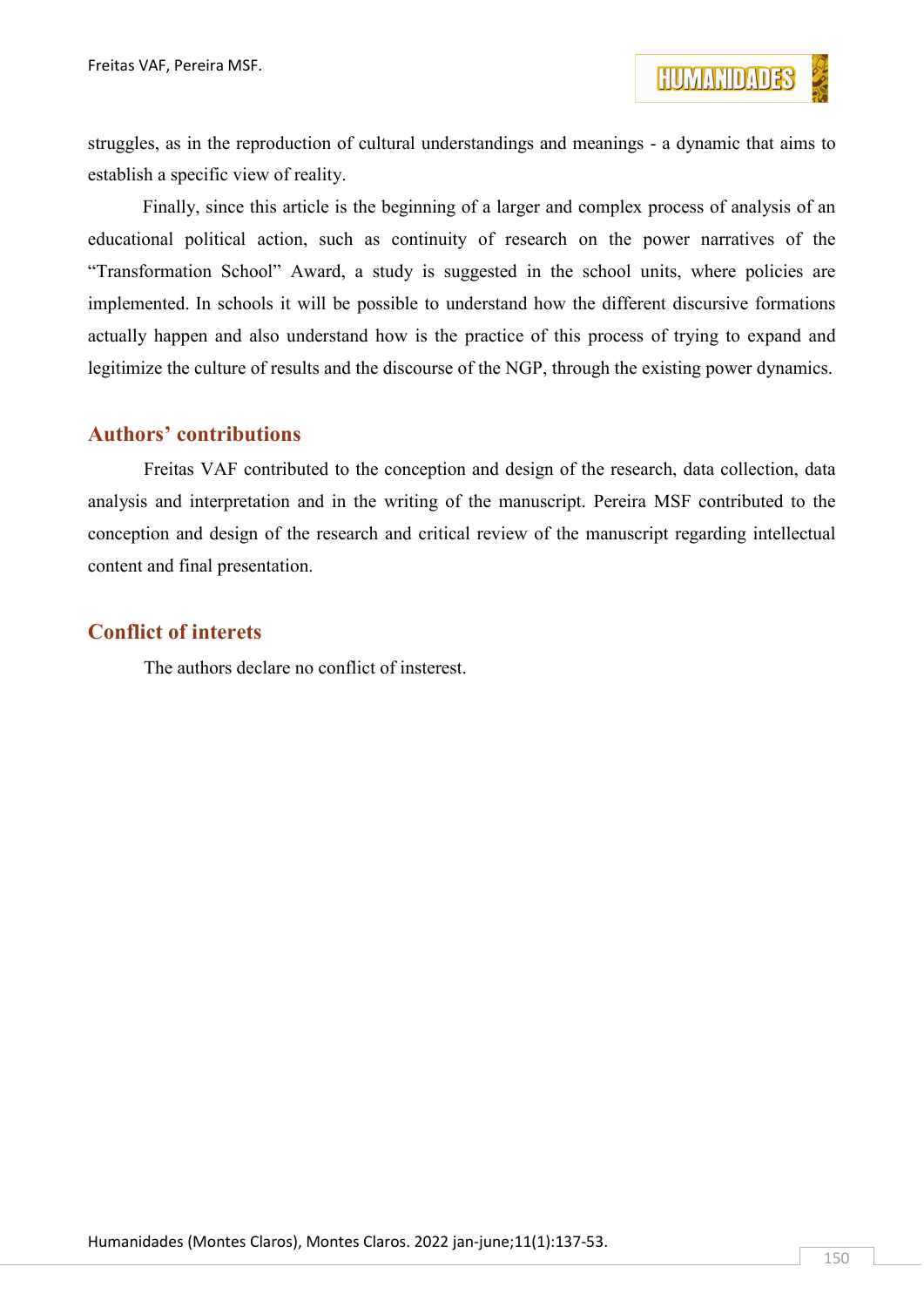struggles, as in the reproduction of cultural understandings and meanings - a dynamic that aims to establish a specific view of reality.

Finally, since this article is the beginning of a larger and complex process of analysis of an educational political action, such as continuity of research on the power narratives of the "Transformation School" Award, a study is suggested in the school units, where policies are implemented. In schools it will be possible to understand how the different discursive formations actually happen and also understand how is the practice of this process of trying to expand and legitimize the culture of results and the discourse of the NGP, through the existing power dynamics.

## Authors' contributions

Freitas VAF contributed to the conception and design of the research, data collection, data analysis and interpretation and in the writing of the manuscript. Pereira MSF contributed to the conception and design of the research and critical review of the manuscript regarding intellectual content and final presentation.

## Conflict of interets

The authors declare no conflict of insterest.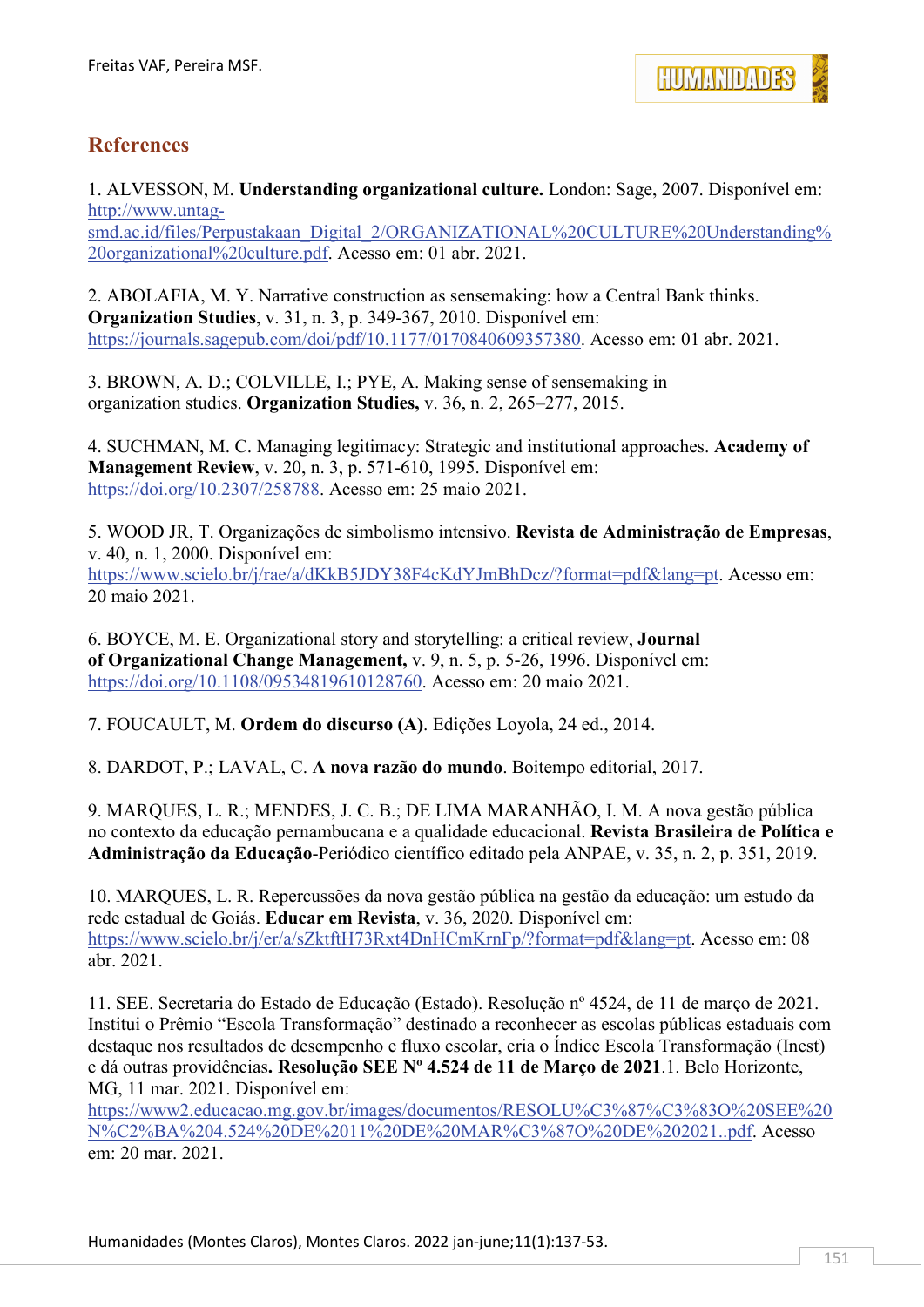## References

1. ALVESSON, M. **Understanding organizational culture.** London: Sage, 2007. Disponível em: http://www.untag-smd.ac.id/files/Perpustakaan_Digital_2/ORGANIZATIONAL%20CULTURE%20Understanding%20organizational%20culture.pdf. Acesso em: 01 abr. 2021.

2. ABOLAFIA, M. Y. Narrative construction as sensemaking: how a Central Bank thinks. **Organization Studies**, v. 31, n. 3, p. 349-367, 2010. Disponível em: https://journals.sagepub.com/doi/pdf/10.1177/0170840609357380. Acesso em: 01 abr. 2021.

3. BROWN, A. D.; COLVILLE, I.; PYE, A. Making sense of sensemaking in organization studies. **Organization Studies,** v. 36, n. 2, 265–277, 2015.

4. SUCHMAN, M. C. Managing legitimacy: Strategic and institutional approaches. **Academy of Management Review**, v. 20, n. 3, p. 571-610, 1995. Disponível em: https://doi.org/10.2307/258788. Acesso em: 25 maio 2021.

5. WOOD JR, T. Organizações de simbolismo intensivo. **Revista de Administração de Empresas**, v. 40, n. 1, 2000. Disponível em: https://www.scielo.br/j/rae/a/dKkB5JDY38F4cKdYJmBhDcz/?format=pdf&lang=pt. Acesso em: 20 maio 2021.

6. BOYCE, M. E. Organizational story and storytelling: a critical review, **Journal of Organizational Change Management,** v. 9, n. 5, p. 5-26, 1996. Disponível em: https://doi.org/10.1108/09534819610128760. Acesso em: 20 maio 2021.

7. FOUCAULT, M. **Ordem do discurso (A)**. Edições Loyola, 24 ed., 2014.

8. DARDOT, P.; LAVAL, C. **A nova razão do mundo**. Boitempo editorial, 2017.

9. MARQUES, L. R.; MENDES, J. C. B.; DE LIMA MARANHÃO, I. M. A nova gestão pública no contexto da educação pernambucana e a qualidade educacional. **Revista Brasileira de Política e Administração da Educação**-Periódico científico editado pela ANPAE, v. 35, n. 2, p. 351, 2019.

10. MARQUES, L. R. Repercussões da nova gestão pública na gestão da educação: um estudo da rede estadual de Goiás. **Educar em Revista**, v. 36, 2020. Disponível em: https://www.scielo.br/j/er/a/sZktftH73Rxt4DnHCmKrnFp/?format=pdf&lang=pt. Acesso em: 08 abr. 2021.

11. SEE. Secretaria do Estado de Educação (Estado). Resolução nº 4524, de 11 de março de 2021. Institui o Prêmio "Escola Transformação" destinado a reconhecer as escolas públicas estaduais com destaque nos resultados de desempenho e fluxo escolar, cria o Índice Escola Transformação (Inest) e dá outras providências**. Resolução SEE Nº 4.524 de 11 de Março de 2021**.1. Belo Horizonte, MG, 11 mar. 2021. Disponível em: https://www2.educacao.mg.gov.br/images/documentos/RESOLU%C3%87%C3%83O%20SEE%20N%C2%BA%204.524%20DE%2011%20DE%20MAR%C3%87O%20DE%202021..pdf. Acesso em: 20 mar. 2021.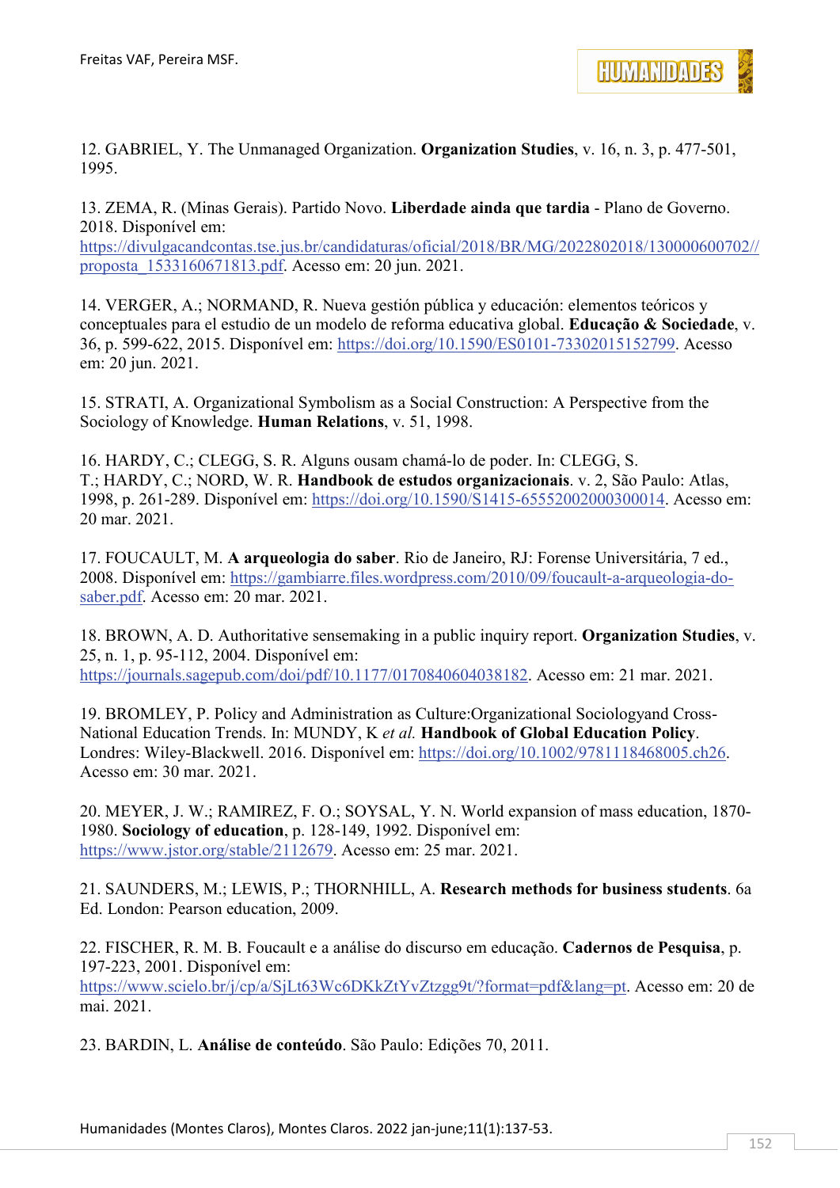12. GABRIEL, Y. The Unmanaged Organization. **Organization Studies**, v. 16, n. 3, p. 477-501, 1995.

13. ZEMA, R. (Minas Gerais). Partido Novo. **Liberdade ainda que tardia** - Plano de Governo. 2018. Disponível em: https://divulgacandcontas.tse.jus.br/candidaturas/oficial/2018/BR/MG/2022802018/130000600702//proposta_1533160671813.pdf. Acesso em: 20 jun. 2021.

14. VERGER, A.; NORMAND, R. Nueva gestión pública y educación: elementos teóricos y conceptuales para el estudio de un modelo de reforma educativa global. **Educação & Sociedade**, v. 36, p. 599-622, 2015. Disponível em: https://doi.org/10.1590/ES0101-73302015152799. Acesso em: 20 jun. 2021.

15. STRATI, A. Organizational Symbolism as a Social Construction: A Perspective from the Sociology of Knowledge. **Human Relations**, v. 51, 1998.

16. HARDY, C.; CLEGG, S. R. Alguns ousam chamá-lo de poder. In: CLEGG, S. T.; HARDY, C.; NORD, W. R. **Handbook de estudos organizacionais**. v. 2, São Paulo: Atlas, 1998, p. 261-289. Disponível em: https://doi.org/10.1590/S1415-65552002000300014. Acesso em: 20 mar. 2021.

17. FOUCAULT, M. **A arqueologia do saber**. Rio de Janeiro, RJ: Forense Universitária, 7 ed., 2008. Disponível em: https://gambiarre.files.wordpress.com/2010/09/foucault-a-arqueologia-do-saber.pdf. Acesso em: 20 mar. 2021.

18. BROWN, A. D. Authoritative sensemaking in a public inquiry report. **Organization Studies**, v. 25, n. 1, p. 95-112, 2004. Disponível em: https://journals.sagepub.com/doi/pdf/10.1177/0170840604038182. Acesso em: 21 mar. 2021.

19. BROMLEY, P. Policy and Administration as Culture:Organizational Sociologyand Cross-National Education Trends. In: MUNDY, K *et al.* **Handbook of Global Education Policy**. Londres: Wiley-Blackwell. 2016. Disponível em: https://doi.org/10.1002/9781118468005.ch26. Acesso em: 30 mar. 2021.

20. MEYER, J. W.; RAMIREZ, F. O.; SOYSAL, Y. N. World expansion of mass education, 1870-1980. **Sociology of education**, p. 128-149, 1992. Disponível em: https://www.jstor.org/stable/2112679. Acesso em: 25 mar. 2021.

21. SAUNDERS, M.; LEWIS, P.; THORNHILL, A. **Research methods for business students**. 6a Ed. London: Pearson education, 2009.

22. FISCHER, R. M. B. Foucault e a análise do discurso em educação. **Cadernos de Pesquisa**, p. 197-223, 2001. Disponível em: https://www.scielo.br/j/cp/a/SjLt63Wc6DKkZtYvZtzgg9t/?format=pdf&lang=pt. Acesso em: 20 de mai. 2021.

23. BARDIN, L. **Análise de conteúdo**. São Paulo: Edições 70, 2011.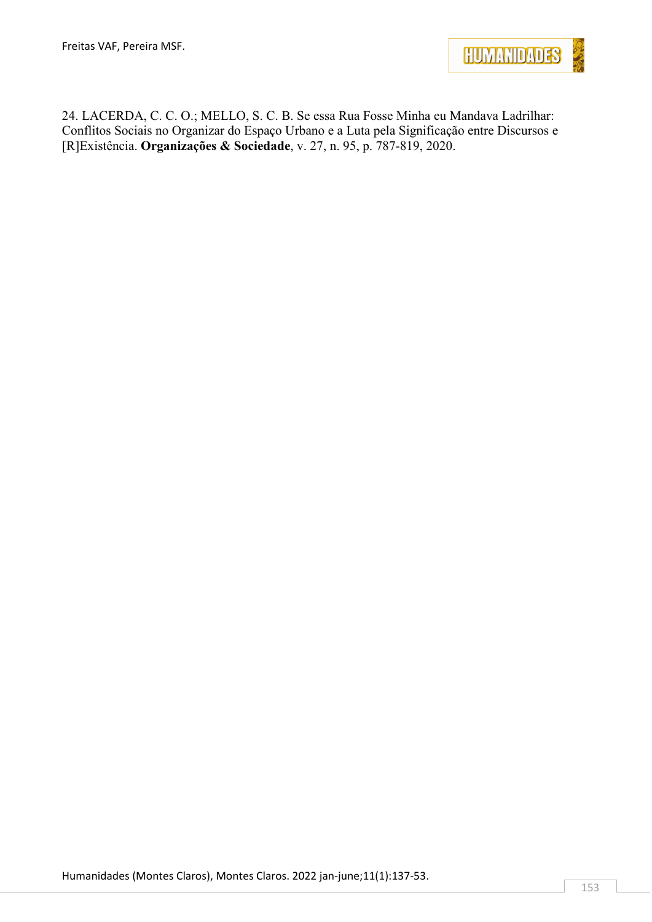24. LACERDA, C. C. O.; MELLO, S. C. B. Se essa Rua Fosse Minha eu Mandava Ladrilhar: Conflitos Sociais no Organizar do Espaço Urbano e a Luta pela Significação entre Discursos e [R]Existência. **Organizações & Sociedade**, v. 27, n. 95, p. 787-819, 2020.